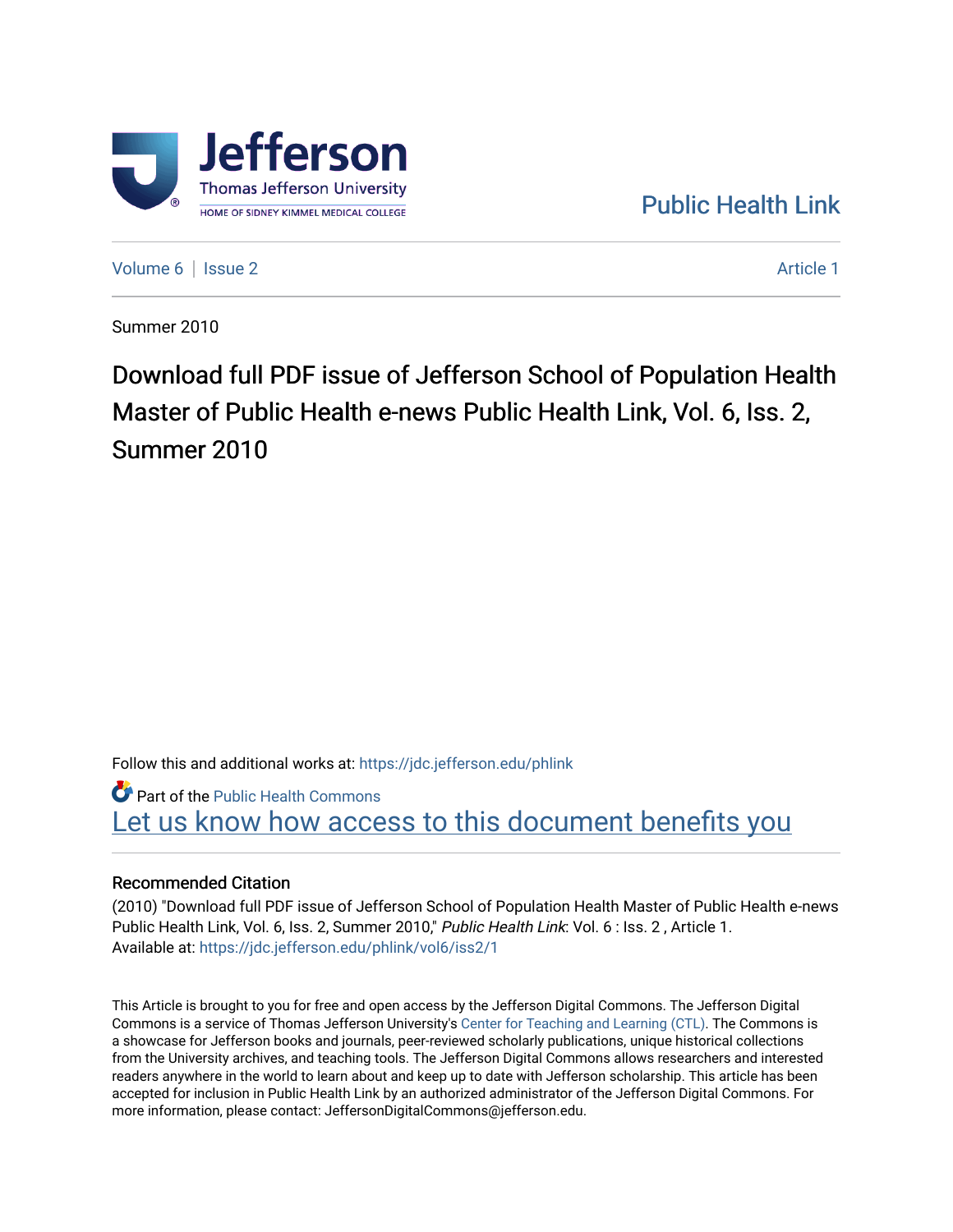Jefferson
Thomas Jefferson University
HOME OF SIDNEY KIMMEL MEDICAL COLLEGE

Public Health Link

Volume 6 | Issue 2 Article 1

Summer 2010

# Download full PDF issue of Jefferson School of Population Health Master of Public Health e-news Public Health Link, Vol. 6, Iss. 2, Summer 2010

Follow this and additional works at: https://jdc.jefferson.edu/phlink

Part of the Public Health Commons

Let us know how access to this document benefits you

## Recommended Citation

(2010) "Download full PDF issue of Jefferson School of Population Health Master of Public Health e-news Public Health Link, Vol. 6, Iss. 2, Summer 2010," *Public Health Link*: Vol. 6 : Iss. 2 , Article 1.
Available at: https://jdc.jefferson.edu/phlink/vol6/iss2/1

This Article is brought to you for free and open access by the Jefferson Digital Commons. The Jefferson Digital Commons is a service of Thomas Jefferson University's Center for Teaching and Learning (CTL). The Commons is a showcase for Jefferson books and journals, peer-reviewed scholarly publications, unique historical collections from the University archives, and teaching tools. The Jefferson Digital Commons allows researchers and interested readers anywhere in the world to learn about and keep up to date with Jefferson scholarship. This article has been accepted for inclusion in Public Health Link by an authorized administrator of the Jefferson Digital Commons. For more information, please contact: JeffersonDigitalCommons@jefferson.edu.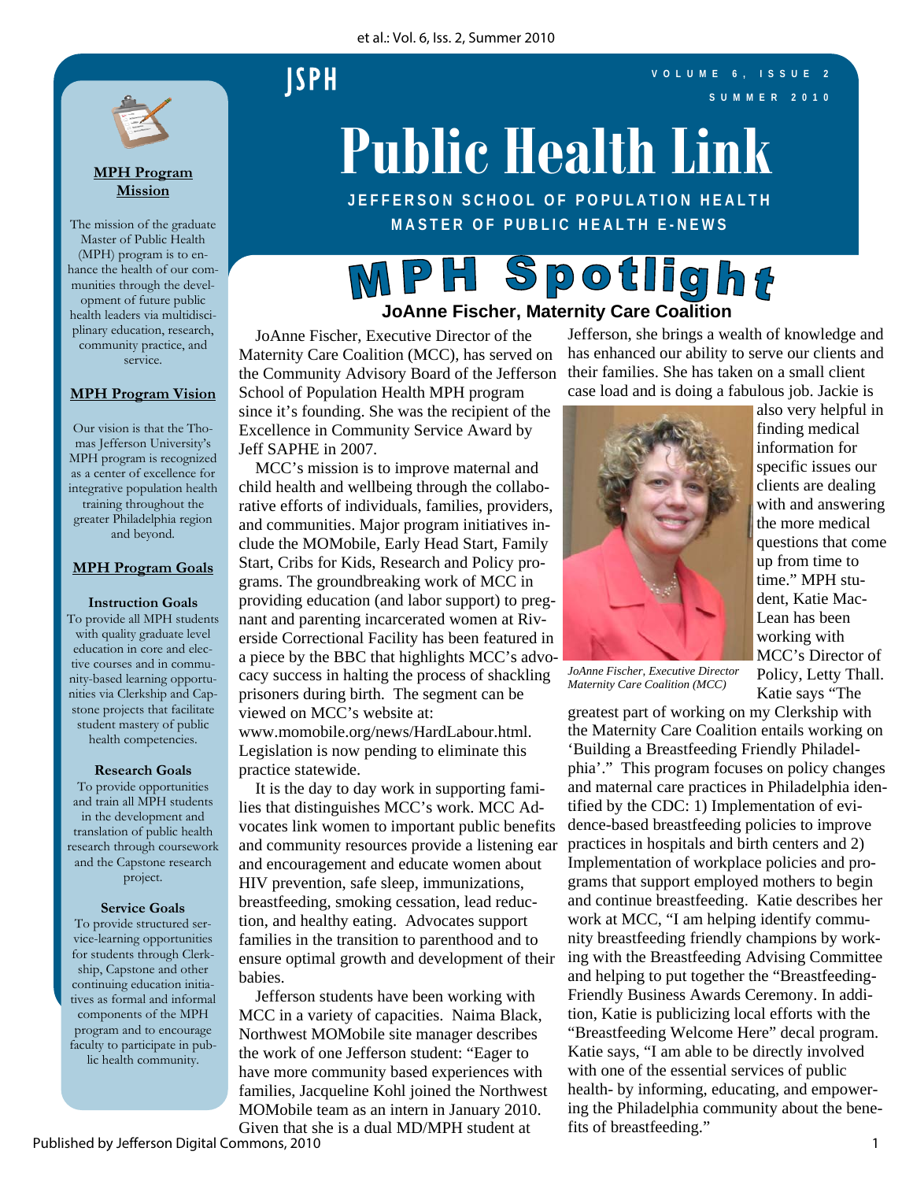JSPH

VOLUME 6, ISSUE 2

SUMMER 2010

# Public Health Link

JEFFERSON SCHOOL OF POPULATION HEALTH
MASTER OF PUBLIC HEALTH E-NEWS

**MPH Program Mission**

The mission of the graduate Master of Public Health (MPH) program is to enhance the health of our communities through the development of future public health leaders via multidisciplinary education, research, community practice, and service.

**MPH Program Vision**

Our vision is that the Thomas Jefferson University's MPH program is recognized as a center of excellence for integrative population health training throughout the greater Philadelphia region and beyond.

**MPH Program Goals**

**Instruction Goals**
To provide all MPH students with quality graduate level education in core and elective courses and in community-based learning opportunities via Clerkship and Capstone projects that facilitate student mastery of public health competencies.

**Research Goals**
To provide opportunities and train all MPH students in the development and translation of public health research through coursework and the Capstone research project.

**Service Goals**
To provide structured service-learning opportunities for students through Clerkship, Capstone and other continuing education initiatives as formal and informal components of the MPH program and to encourage faculty to participate in public health community.

## MPH Spotlight

### JoAnne Fischer, Maternity Care Coalition

JoAnne Fischer, Executive Director of the Maternity Care Coalition (MCC), has served on the Community Advisory Board of the Jefferson School of Population Health MPH program since it's founding. She was the recipient of the Excellence in Community Service Award by Jeff SAPHE in 2007.

MCC's mission is to improve maternal and child health and wellbeing through the collaborative efforts of individuals, families, providers, and communities. Major program initiatives include the MOMobile, Early Head Start, Family Start, Cribs for Kids, Research and Policy programs. The groundbreaking work of MCC in providing education (and labor support) to pregnant and parenting incarcerated women at Riverside Correctional Facility has been featured in a piece by the BBC that highlights MCC's advocacy success in halting the process of shackling prisoners during birth. The segment can be viewed on MCC's website at: www.momobile.org/news/HardLabour.html. Legislation is now pending to eliminate this practice statewide.

It is the day to day work in supporting families that distinguishes MCC's work. MCC Advocates link women to important public benefits and community resources provide a listening ear and encouragement and educate women about HIV prevention, safe sleep, immunizations, breastfeeding, smoking cessation, lead reduction, and healthy eating. Advocates support families in the transition to parenthood and to ensure optimal growth and development of their babies.

Jefferson students have been working with MCC in a variety of capacities. Naima Black, Northwest MOMobile site manager describes the work of one Jefferson student: "Eager to have more community based experiences with families, Jacqueline Kohl joined the Northwest MOMobile team as an intern in January 2010. Given that she is a dual MD/MPH student at Jefferson, she brings a wealth of knowledge and has enhanced our ability to serve our clients and their families. She has taken on a small client case load and is doing a fabulous job. Jackie is also very helpful in finding medical information for specific issues our clients are dealing with and answering the more medical questions that come up from time to time." MPH student, Katie MacLean has been working with MCC's Director of Policy, Letty Thall. Katie says "The greatest part of working on my Clerkship with the Maternity Care Coalition entails working on 'Building a Breastfeeding Friendly Philadelphia'." This program focuses on policy changes and maternal care practices in Philadelphia identified by the CDC: 1) Implementation of evidence-based breastfeeding policies to improve practices in hospitals and birth centers and 2) Implementation of workplace policies and programs that support employed mothers to begin and continue breastfeeding. Katie describes her work at MCC, "I am helping identify community breastfeeding friendly champions by working with the Breastfeeding Advising Committee and helping to put together the "Breastfeeding-Friendly Business Awards Ceremony. In addition, Katie is publicizing local efforts with the "Breastfeeding Welcome Here" decal program. Katie says, "I am able to be directly involved with one of the essential services of public health- by informing, educating, and empowering the Philadelphia community about the benefits of breastfeeding."

*JoAnne Fischer, Executive Director Maternity Care Coalition (MCC)*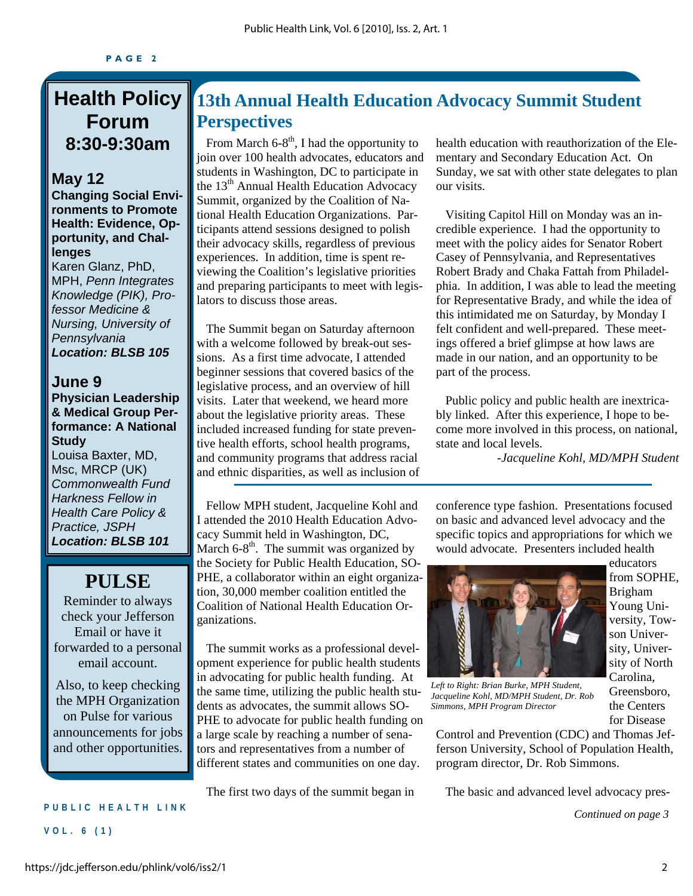## Health Policy Forum 8:30-9:30am

### May 12

**Changing Social Environments to Promote Health: Evidence, Opportunity, and Challenges**

Karen Glanz, PhD, MPH, *Penn Integrates Knowledge (PIK), Professor Medicine & Nursing, University of Pennsylvania*

***Location: BLSB 105***

### June 9

**Physician Leadership & Medical Group Performance: A National Study**

Louisa Baxter, MD, Msc, MRCP (UK) *Commonwealth Fund Harkness Fellow in Health Care Policy & Practice, JSPH*

***Location: BLSB 101***

## PULSE

Reminder to always check your Jefferson Email or have it forwarded to a personal email account.

Also, to keep checking the MPH Organization on Pulse for various announcements for jobs and other opportunities.

# 13th Annual Health Education Advocacy Summit Student Perspectives

From March 6-8th, I had the opportunity to join over 100 health advocates, educators and students in Washington, DC to participate in the 13th Annual Health Education Advocacy Summit, organized by the Coalition of National Health Education Organizations. Participants attend sessions designed to polish their advocacy skills, regardless of previous experiences. In addition, time is spent reviewing the Coalition's legislative priorities and preparing participants to meet with legislators to discuss those areas.

The Summit began on Saturday afternoon with a welcome followed by break-out sessions. As a first time advocate, I attended beginner sessions that covered basics of the legislative process, and an overview of hill visits. Later that weekend, we heard more about the legislative priority areas. These included increased funding for state preventive health efforts, school health programs, and community programs that address racial and ethnic disparities, as well as inclusion of health education with reauthorization of the Elementary and Secondary Education Act. On Sunday, we sat with other state delegates to plan our visits.

Visiting Capitol Hill on Monday was an incredible experience. I had the opportunity to meet with the policy aides for Senator Robert Casey of Pennsylvania, and Representatives Robert Brady and Chaka Fattah from Philadelphia. In addition, I was able to lead the meeting for Representative Brady, and while the idea of this intimidated me on Saturday, by Monday I felt confident and well-prepared. These meetings offered a brief glimpse at how laws are made in our nation, and an opportunity to be part of the process.

Public policy and public health are inextricably linked. After this experience, I hope to become more involved in this process, on national, state and local levels.

*-Jacqueline Kohl, MD/MPH Student*

---

Fellow MPH student, Jacqueline Kohl and I attended the 2010 Health Education Advocacy Summit held in Washington, DC, March 6-8th. The summit was organized by the Society for Public Health Education, SOPHE, a collaborator within an eight organization, 30,000 member coalition entitled the Coalition of National Health Education Organizations.

The summit works as a professional development experience for public health students in advocating for public health funding. At the same time, utilizing the public health students as advocates, the summit allows SOPHE to advocate for public health funding on a large scale by reaching a number of senators and representatives from a number of different states and communities on one day.

The first two days of the summit began in conference type fashion. Presentations focused on basic and advanced level advocacy and the specific topics and appropriations for which we would advocate. Presenters included health educators from SOPHE, Brigham Young University, Towson University, University of North Carolina, Greensboro, the Centers for Disease Control and Prevention (CDC) and Thomas Jefferson University, School of Population Health, program director, Dr. Rob Simmons.

*Left to Right: Brian Burke, MPH Student, Jacqueline Kohl, MD/MPH Student, Dr. Rob Simmons, MPH Program Director*

The basic and advanced level advocacy pres-

*Continued on page 3*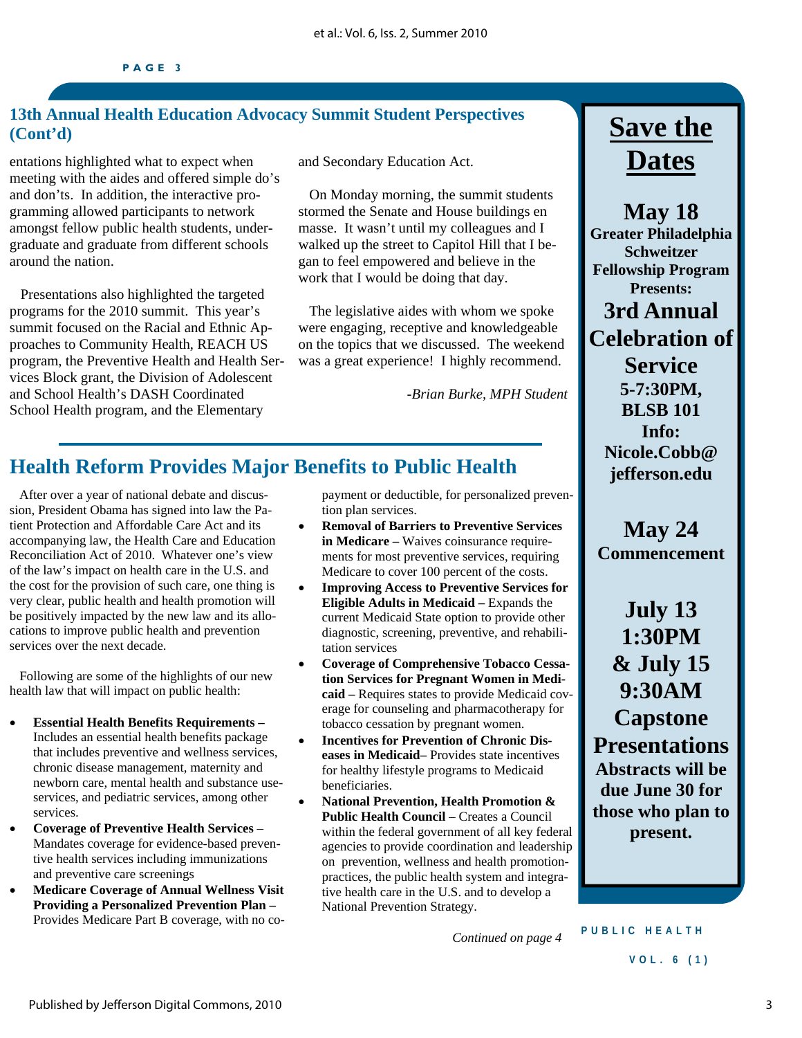## 13th Annual Health Education Advocacy Summit Student Perspectives (Cont'd)

entations highlighted what to expect when meeting with the aides and offered simple do's and don'ts. In addition, the interactive programming allowed participants to network amongst fellow public health students, undergraduate and graduate from different schools around the nation.

Presentations also highlighted the targeted programs for the 2010 summit. This year's summit focused on the Racial and Ethnic Approaches to Community Health, REACH US program, the Preventive Health and Health Services Block grant, the Division of Adolescent and School Health's DASH Coordinated School Health program, and the Elementary and Secondary Education Act.

On Monday morning, the summit students stormed the Senate and House buildings en masse. It wasn't until my colleagues and I walked up the street to Capitol Hill that I began to feel empowered and believe in the work that I would be doing that day.

The legislative aides with whom we spoke were engaging, receptive and knowledgeable on the topics that we discussed. The weekend was a great experience! I highly recommend.

*-Brian Burke, MPH Student*

## Health Reform Provides Major Benefits to Public Health

After over a year of national debate and discussion, President Obama has signed into law the Patient Protection and Affordable Care Act and its accompanying law, the Health Care and Education Reconciliation Act of 2010. Whatever one's view of the law's impact on health care in the U.S. and the cost for the provision of such care, one thing is very clear, public health and health promotion will be positively impacted by the new law and its allocations to improve public health and prevention services over the next decade.

Following are some of the highlights of our new health law that will impact on public health:

- **Essential Health Benefits Requirements –** Includes an essential health benefits package that includes preventive and wellness services, chronic disease management, maternity and newborn care, mental health and substance use-services, and pediatric services, among other services.
- **Coverage of Preventive Health Services** – Mandates coverage for evidence-based preventive health services including immunizations and preventive care screenings
- **Medicare Coverage of Annual Wellness Visit Providing a Personalized Prevention Plan –** Provides Medicare Part B coverage, with no co-payment or deductible, for personalized prevention plan services.
- **Removal of Barriers to Preventive Services in Medicare –** Waives coinsurance requirements for most preventive services, requiring Medicare to cover 100 percent of the costs.
- **Improving Access to Preventive Services for Eligible Adults in Medicaid –** Expands the current Medicaid State option to provide other diagnostic, screening, preventive, and rehabilitation services
- **Coverage of Comprehensive Tobacco Cessation Services for Pregnant Women in Medicaid –** Requires states to provide Medicaid coverage for counseling and pharmacotherapy for tobacco cessation by pregnant women.
- **Incentives for Prevention of Chronic Diseases in Medicaid–** Provides state incentives for healthy lifestyle programs to Medicaid beneficiaries.
- **National Prevention, Health Promotion & Public Health Council** – Creates a Council within the federal government of all key federal agencies to provide coordination and leadership on prevention, wellness and health promotion-practices, the public health system and integrative health care in the U.S. and to develop a National Prevention Strategy.

*Continued on page 4*

## Save the Dates

**May 18**
**Greater Philadelphia Schweitzer Fellowship Program Presents:**
**3rd Annual Celebration of Service**
**5-7:30PM, BLSB 101**
**Info: Nicole.Cobb@jefferson.edu**

**May 24**
**Commencement**

**July 13 1:30PM & July 15 9:30AM**
**Capstone Presentations**
**Abstracts will be due June 30 for those who plan to present.**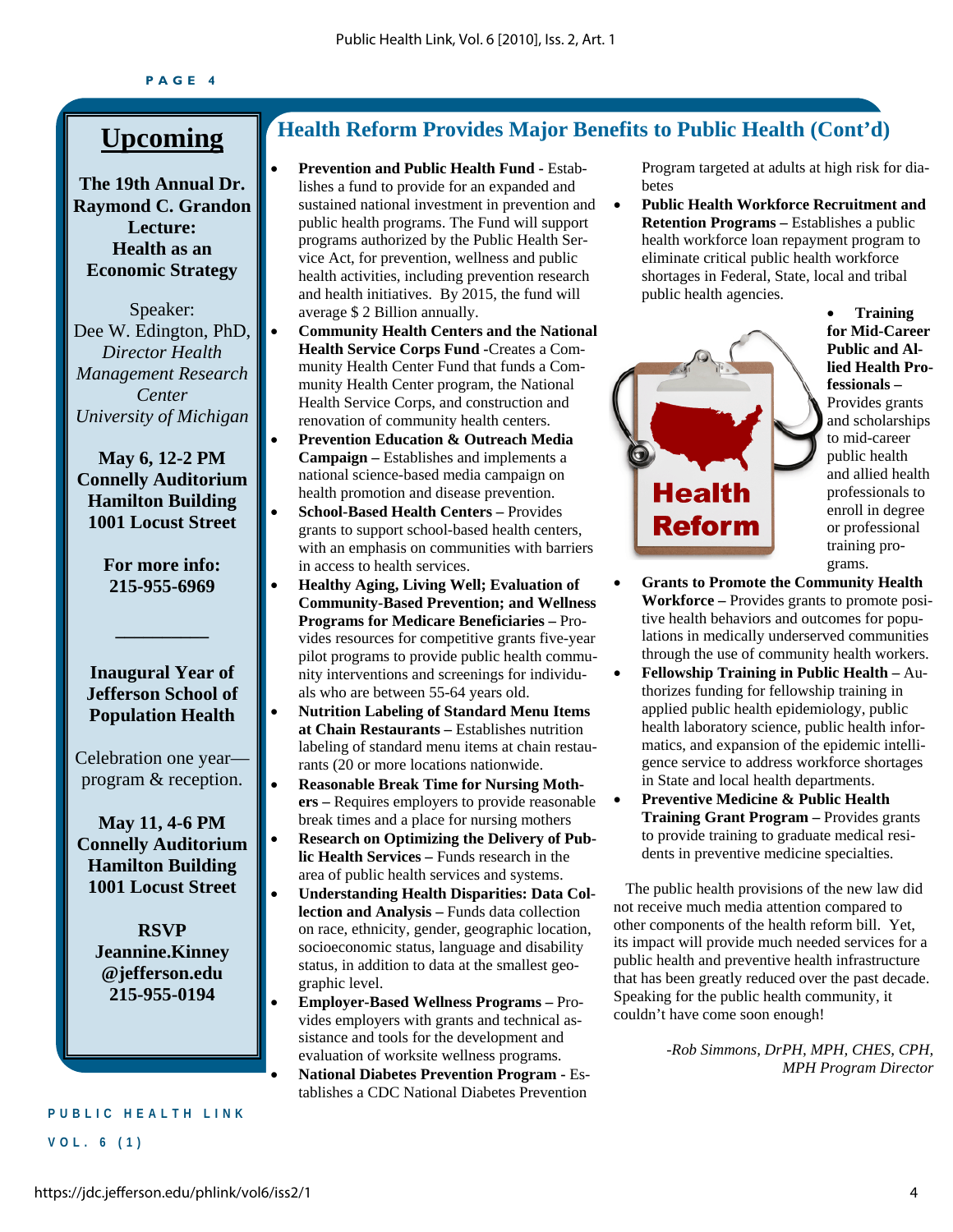## Upcoming

**The 19th Annual Dr. Raymond C. Grandon Lecture: Health as an Economic Strategy**

Speaker:
Dee W. Edington, PhD,
*Director Health Management Research Center*
*University of Michigan*

**May 6, 12-2 PM**
**Connelly Auditorium**
**Hamilton Building**
**1001 Locust Street**

**For more info:**
**215-955-6969**

---

**Inaugural Year of Jefferson School of Population Health**

Celebration one year—program & reception.

**May 11, 4-6 PM**
**Connelly Auditorium**
**Hamilton Building**
**1001 Locust Street**

**RSVP**
**Jeannine.Kinney @jefferson.edu**
**215-955-0194**

## Health Reform Provides Major Benefits to Public Health (Cont'd)

- **Prevention and Public Health Fund** - Establishes a fund to provide for an expanded and sustained national investment in prevention and public health programs. The Fund will support programs authorized by the Public Health Service Act, for prevention, wellness and public health activities, including prevention research and health initiatives. By 2015, the fund will average $ 2 Billion annually.
- **Community Health Centers and the National Health Service Corps Fund** -Creates a Community Health Center Fund that funds a Community Health Center program, the National Health Service Corps, and construction and renovation of community health centers.
- **Prevention Education & Outreach Media Campaign –** Establishes and implements a national science-based media campaign on health promotion and disease prevention.
- **School-Based Health Centers –** Provides grants to support school-based health centers, with an emphasis on communities with barriers in access to health services.
- **Healthy Aging, Living Well; Evaluation of Community-Based Prevention; and Wellness Programs for Medicare Beneficiaries –** Provides resources for competitive grants five-year pilot programs to provide public health community interventions and screenings for individuals who are between 55-64 years old.
- **Nutrition Labeling of Standard Menu Items at Chain Restaurants –** Establishes nutrition labeling of standard menu items at chain restaurants (20 or more locations nationwide.
- **Reasonable Break Time for Nursing Mothers –** Requires employers to provide reasonable break times and a place for nursing mothers
- **Research on Optimizing the Delivery of Public Health Services –** Funds research in the area of public health services and systems.
- **Understanding Health Disparities: Data Collection and Analysis –** Funds data collection on race, ethnicity, gender, geographic location, socioeconomic status, language and disability status, in addition to data at the smallest geographic level.
- **Employer-Based Wellness Programs –** Provides employers with grants and technical assistance and tools for the development and evaluation of worksite wellness programs.
- **National Diabetes Prevention Program** - Establishes a CDC National Diabetes Prevention Program targeted at adults at high risk for diabetes
- **Public Health Workforce Recruitment and Retention Programs –** Establishes a public health workforce loan repayment program to eliminate critical public health workforce shortages in Federal, State, local and tribal public health agencies.
- **Training for Mid-Career Public and Allied Health Professionals –** Provides grants and scholarships to mid-career public health and allied health professionals to enroll in degree or professional training programs.
- **Grants to Promote the Community Health Workforce –** Provides grants to promote positive health behaviors and outcomes for populations in medically underserved communities through the use of community health workers.
- **Fellowship Training in Public Health –** Authorizes funding for fellowship training in applied public health epidemiology, public health laboratory science, public health informatics, and expansion of the epidemic intelligence service to address workforce shortages in State and local health departments.
- **Preventive Medicine & Public Health Training Grant Program –** Provides grants to provide training to graduate medical residents in preventive medicine specialties.

The public health provisions of the new law did not receive much media attention compared to other components of the health reform bill. Yet, its impact will provide much needed services for a public health and preventive health infrastructure that has been greatly reduced over the past decade. Speaking for the public health community, it couldn't have come soon enough!

*-Rob Simmons, DrPH, MPH, CHES, CPH, MPH Program Director*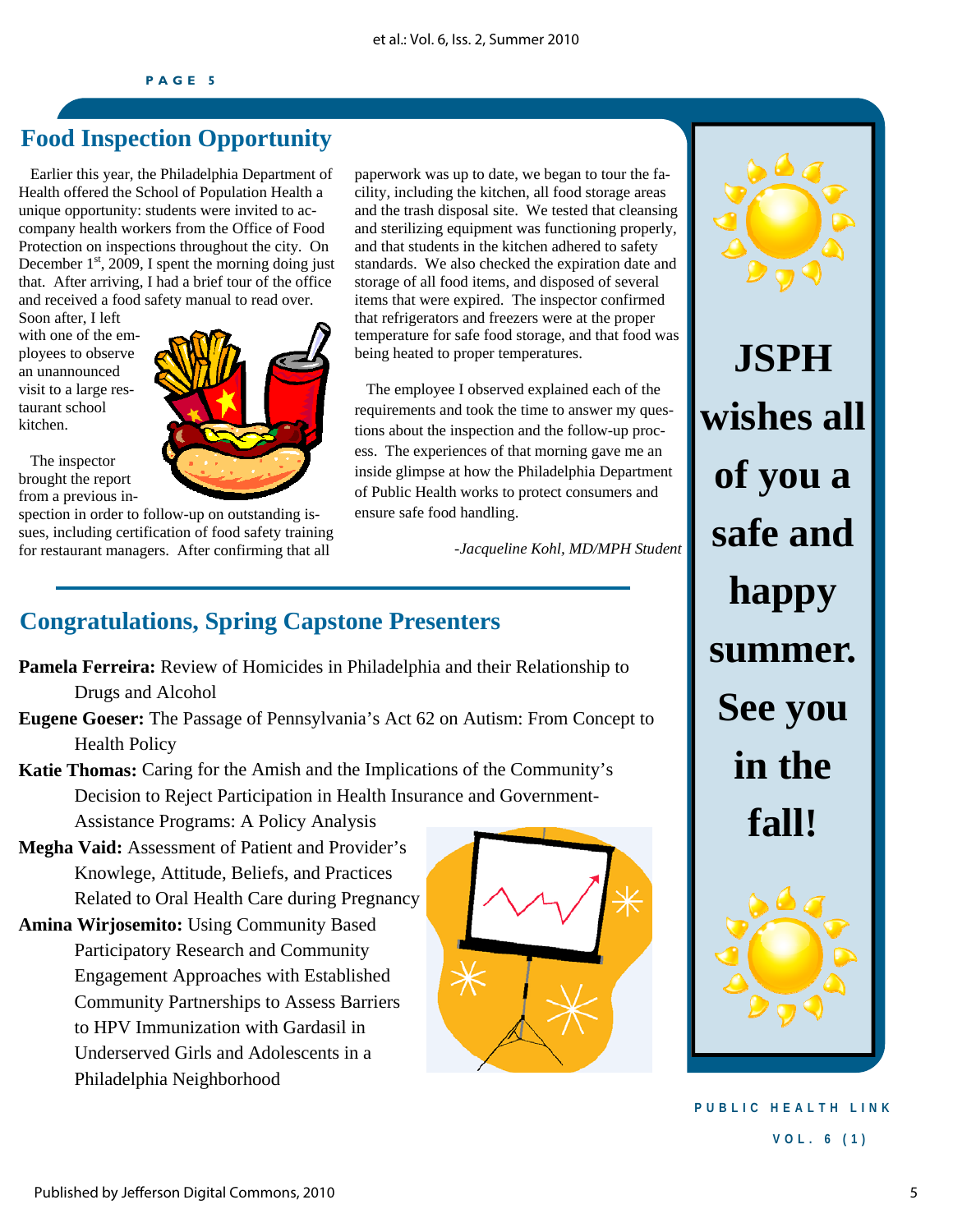## Food Inspection Opportunity

Earlier this year, the Philadelphia Department of Health offered the School of Population Health a unique opportunity: students were invited to accompany health workers from the Office of Food Protection on inspections throughout the city. On December 1st, 2009, I spent the morning doing just that. After arriving, I had a brief tour of the office and received a food safety manual to read over. Soon after, I left with one of the employees to observe an unannounced visit to a large restaurant school kitchen.

The inspector brought the report from a previous inspection in order to follow-up on outstanding issues, including certification of food safety training for restaurant managers. After confirming that all paperwork was up to date, we began to tour the facility, including the kitchen, all food storage areas and the trash disposal site. We tested that cleansing and sterilizing equipment was functioning properly, and that students in the kitchen adhered to safety standards. We also checked the expiration date and storage of all food items, and disposed of several items that were expired. The inspector confirmed that refrigerators and freezers were at the proper temperature for safe food storage, and that food was being heated to proper temperatures.

The employee I observed explained each of the requirements and took the time to answer my questions about the inspection and the follow-up process. The experiences of that morning gave me an inside glimpse at how the Philadelphia Department of Public Health works to protect consumers and ensure safe food handling.

*-Jacqueline Kohl, MD/MPH Student*

## Congratulations, Spring Capstone Presenters

**Pamela Ferreira:** Review of Homicides in Philadelphia and their Relationship to Drugs and Alcohol

**Eugene Goeser:** The Passage of Pennsylvania's Act 62 on Autism: From Concept to Health Policy

**Katie Thomas:** Caring for the Amish and the Implications of the Community's Decision to Reject Participation in Health Insurance and Government-Assistance Programs: A Policy Analysis

**Megha Vaid:** Assessment of Patient and Provider's Knowlege, Attitude, Beliefs, and Practices Related to Oral Health Care during Pregnancy

**Amina Wirjosemito:** Using Community Based Participatory Research and Community Engagement Approaches with Established Community Partnerships to Assess Barriers to HPV Immunization with Gardasil in Underserved Girls and Adolescents in a Philadelphia Neighborhood

**JSPH wishes all of you a safe and happy summer. See you in the fall!**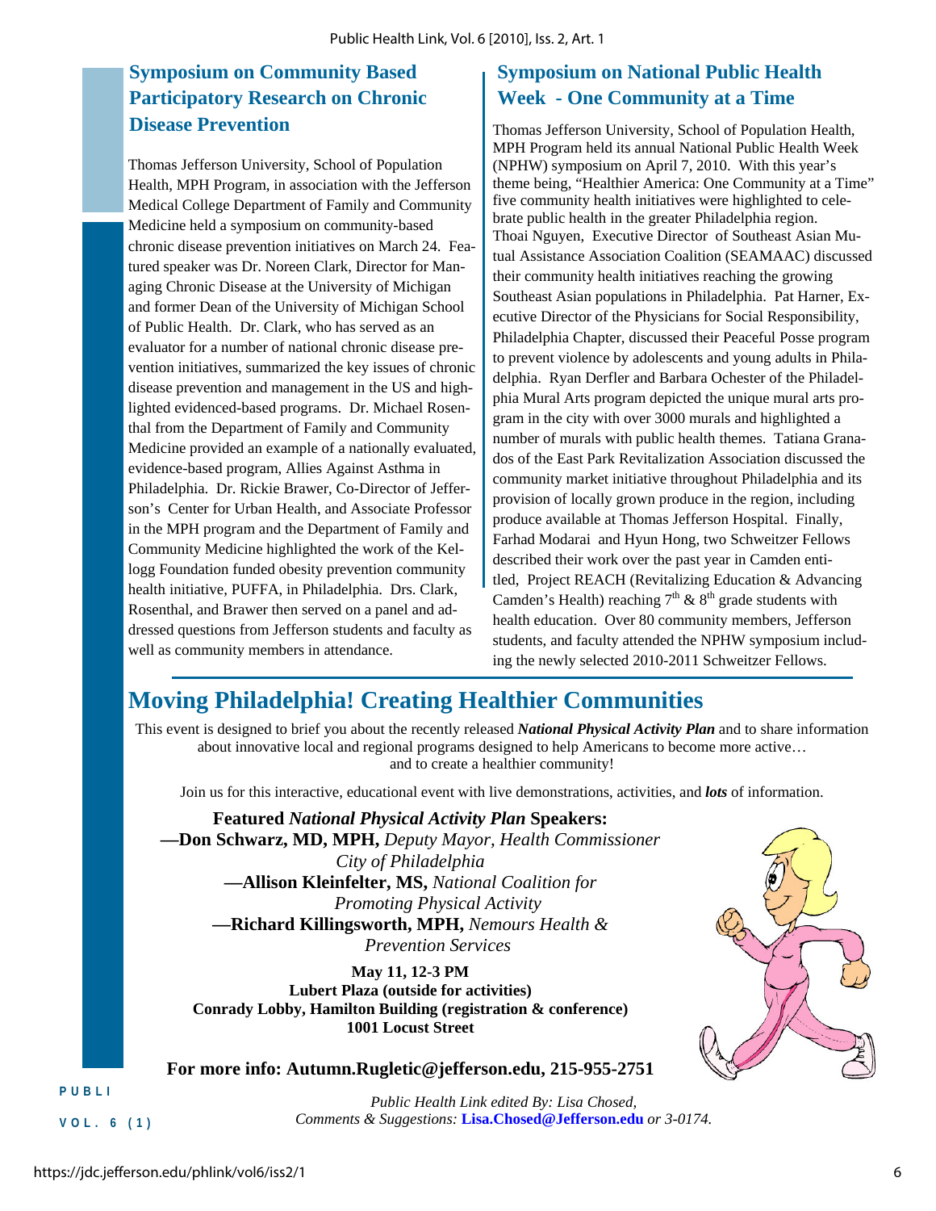## Symposium on Community Based Participatory Research on Chronic Disease Prevention

Thomas Jefferson University, School of Population Health, MPH Program, in association with the Jefferson Medical College Department of Family and Community Medicine held a symposium on community-based chronic disease prevention initiatives on March 24. Featured speaker was Dr. Noreen Clark, Director for Managing Chronic Disease at the University of Michigan and former Dean of the University of Michigan School of Public Health. Dr. Clark, who has served as an evaluator for a number of national chronic disease prevention initiatives, summarized the key issues of chronic disease prevention and management in the US and highlighted evidenced-based programs. Dr. Michael Rosenthal from the Department of Family and Community Medicine provided an example of a nationally evaluated, evidence-based program, Allies Against Asthma in Philadelphia. Dr. Rickie Brawer, Co-Director of Jefferson's Center for Urban Health, and Associate Professor in the MPH program and the Department of Family and Community Medicine highlighted the work of the Kellogg Foundation funded obesity prevention community health initiative, PUFFA, in Philadelphia. Drs. Clark, Rosenthal, and Brawer then served on a panel and addressed questions from Jefferson students and faculty as well as community members in attendance.

## Symposium on National Public Health Week - One Community at a Time

Thomas Jefferson University, School of Population Health, MPH Program held its annual National Public Health Week (NPHW) symposium on April 7, 2010. With this year's theme being, "Healthier America: One Community at a Time" five community health initiatives were highlighted to celebrate public health in the greater Philadelphia region. Thoai Nguyen, Executive Director of Southeast Asian Mutual Assistance Association Coalition (SEAMAAC) discussed their community health initiatives reaching the growing Southeast Asian populations in Philadelphia. Pat Harner, Executive Director of the Physicians for Social Responsibility, Philadelphia Chapter, discussed their Peaceful Posse program to prevent violence by adolescents and young adults in Philadelphia. Ryan Derfler and Barbara Ochester of the Philadelphia Mural Arts program depicted the unique mural arts program in the city with over 3000 murals and highlighted a number of murals with public health themes. Tatiana Granados of the East Park Revitalization Association discussed the community market initiative throughout Philadelphia and its provision of locally grown produce in the region, including produce available at Thomas Jefferson Hospital. Finally, Farhad Modarai and Hyun Hong, two Schweitzer Fellows described their work over the past year in Camden entitled, Project REACH (Revitalizing Education & Advancing Camden's Health) reaching 7th & 8th grade students with health education. Over 80 community members, Jefferson students, and faculty attended the NPHW symposium including the newly selected 2010-2011 Schweitzer Fellows.

# Moving Philadelphia! Creating Healthier Communities

This event is designed to brief you about the recently released ***National Physical Activity Plan*** and to share information about innovative local and regional programs designed to help Americans to become more active… and to create a healthier community!

Join us for this interactive, educational event with live demonstrations, activities, and ***lots*** of information.

**Featured *National Physical Activity Plan* Speakers:**

**—Don Schwarz, MD, MPH,** *Deputy Mayor, Health Commissioner City of Philadelphia*

**—Allison Kleinfelter, MS,** *National Coalition for Promoting Physical Activity*

**—Richard Killingsworth, MPH,** *Nemours Health & Prevention Services*

**May 11, 12-3 PM**
**Lubert Plaza (outside for activities)**
**Conrady Lobby, Hamilton Building (registration & conference)**
**1001 Locust Street**

**For more info: Autumn.Rugletic@jefferson.edu, 215-955-2751**

*Public Health Link edited By: Lisa Chosed,*
*Comments & Suggestions:* **Lisa.Chosed@Jefferson.edu** *or 3-0174.*